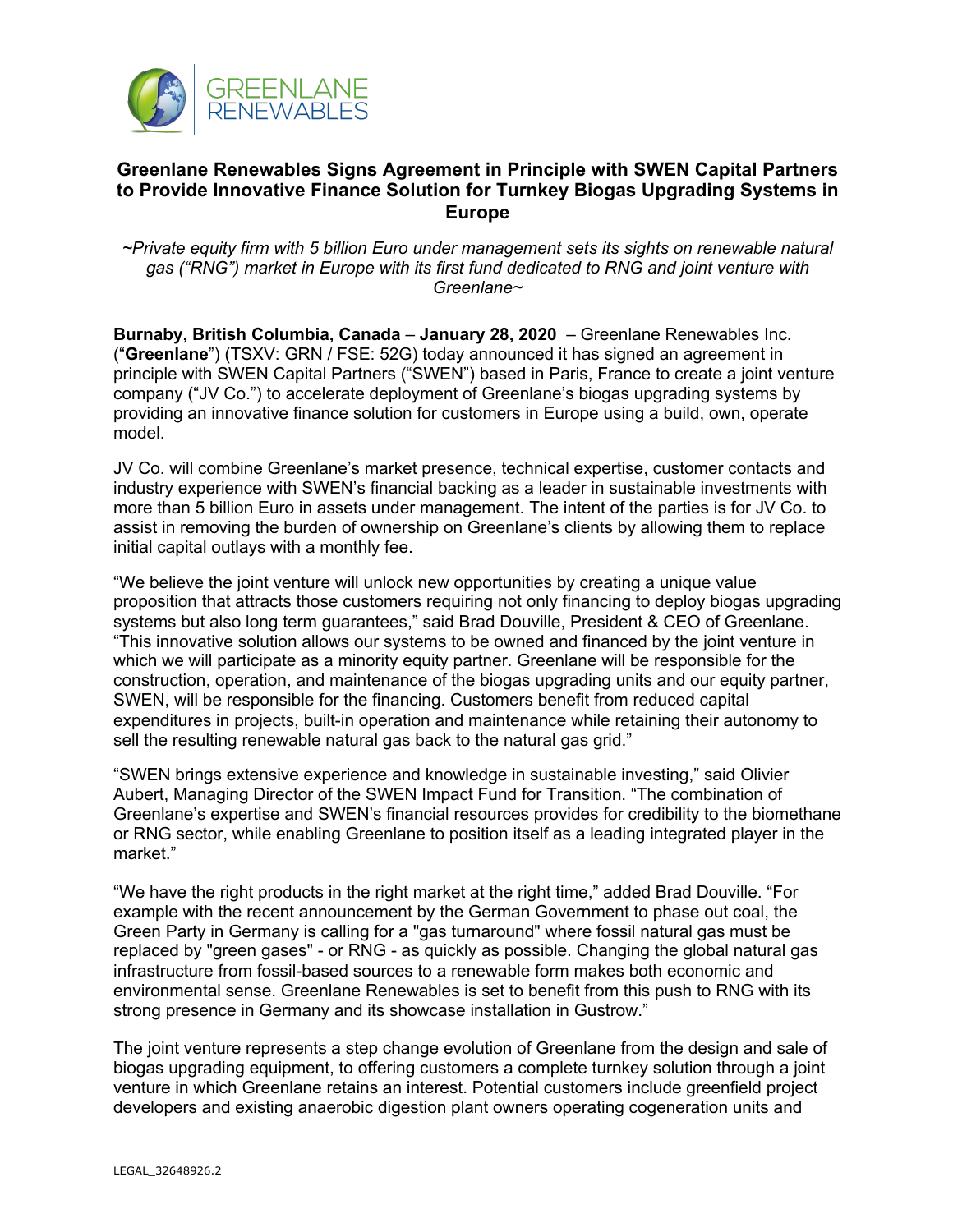# Greenlane Renewables Signs Agreement in Principle with SWEN Capital Partners to Provide Innovative Finance Solution for Turnkey Biogas Upgrading Systems in Europe

*~Private equity firm with 5 billion Euro under management sets its sights on renewable natural gas ("RNG") market in Europe with its first fund dedicated to RNG and joint venture with Greenlane~*

**Burnaby, British Columbia, Canada** – **January 28, 2020** – Greenlane Renewables Inc. ("**Greenlane**") (TSXV: GRN / FSE: 52G) today announced it has signed an agreement in principle with SWEN Capital Partners ("SWEN") based in Paris, France to create a joint venture company ("JV Co.") to accelerate deployment of Greenlane's biogas upgrading systems by providing an innovative finance solution for customers in Europe using a build, own, operate model.

JV Co. will combine Greenlane's market presence, technical expertise, customer contacts and industry experience with SWEN's financial backing as a leader in sustainable investments with more than 5 billion Euro in assets under management. The intent of the parties is for JV Co. to assist in removing the burden of ownership on Greenlane's clients by allowing them to replace initial capital outlays with a monthly fee.

"We believe the joint venture will unlock new opportunities by creating a unique value proposition that attracts those customers requiring not only financing to deploy biogas upgrading systems but also long term guarantees," said Brad Douville, President & CEO of Greenlane. "This innovative solution allows our systems to be owned and financed by the joint venture in which we will participate as a minority equity partner. Greenlane will be responsible for the construction, operation, and maintenance of the biogas upgrading units and our equity partner, SWEN, will be responsible for the financing. Customers benefit from reduced capital expenditures in projects, built-in operation and maintenance while retaining their autonomy to sell the resulting renewable natural gas back to the natural gas grid."

"SWEN brings extensive experience and knowledge in sustainable investing," said Olivier Aubert, Managing Director of the SWEN Impact Fund for Transition. "The combination of Greenlane's expertise and SWEN's financial resources provides for credibility to the biomethane or RNG sector, while enabling Greenlane to position itself as a leading integrated player in the market."

"We have the right products in the right market at the right time," added Brad Douville. "For example with the recent announcement by the German Government to phase out coal, the Green Party in Germany is calling for a "gas turnaround" where fossil natural gas must be replaced by "green gases" - or RNG - as quickly as possible. Changing the global natural gas infrastructure from fossil-based sources to a renewable form makes both economic and environmental sense. Greenlane Renewables is set to benefit from this push to RNG with its strong presence in Germany and its showcase installation in Gustrow."

The joint venture represents a step change evolution of Greenlane from the design and sale of biogas upgrading equipment, to offering customers a complete turnkey solution through a joint venture in which Greenlane retains an interest. Potential customers include greenfield project developers and existing anaerobic digestion plant owners operating cogeneration units and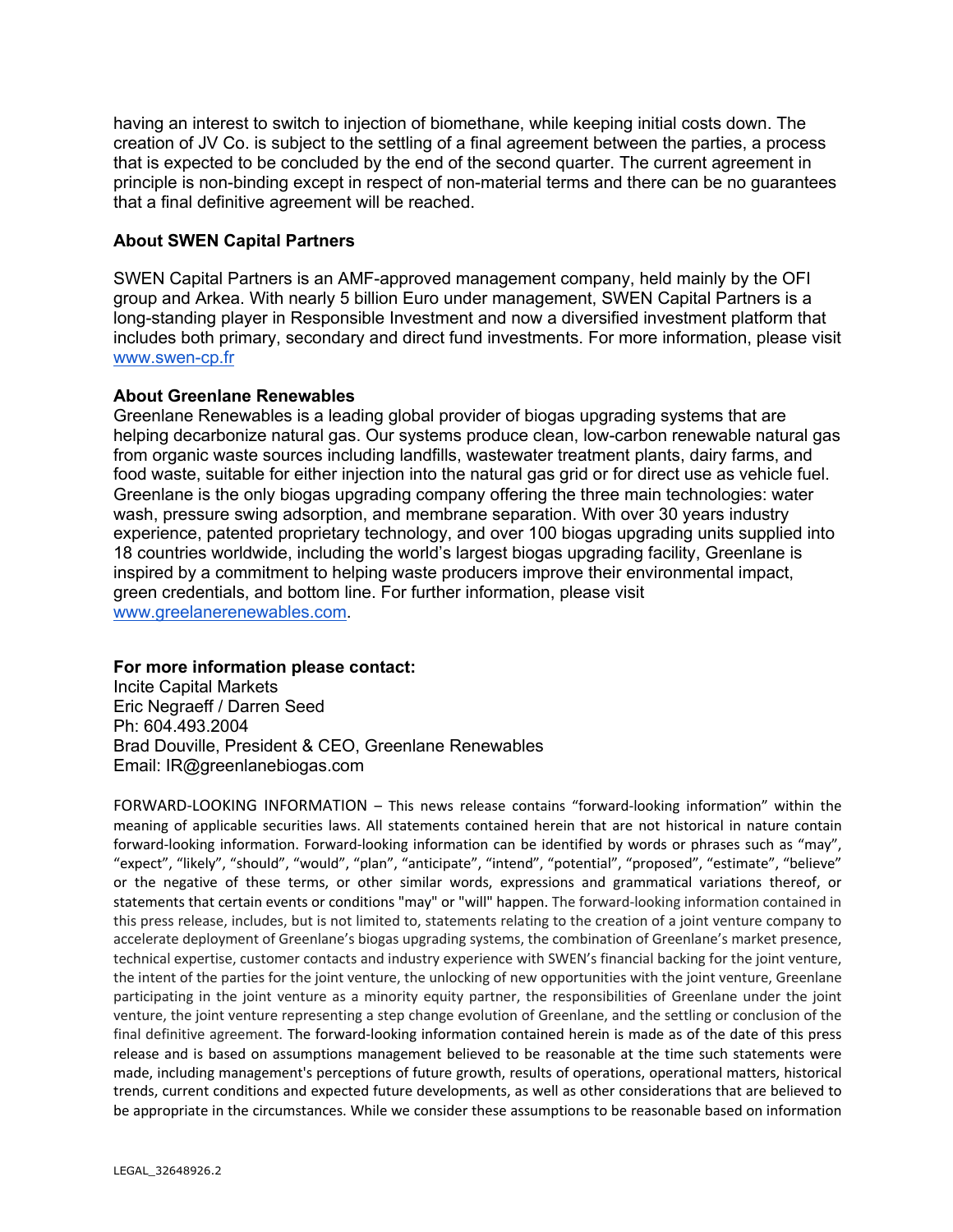having an interest to switch to injection of biomethane, while keeping initial costs down. The creation of JV Co. is subject to the settling of a final agreement between the parties, a process that is expected to be concluded by the end of the second quarter. The current agreement in principle is non-binding except in respect of non-material terms and there can be no guarantees that a final definitive agreement will be reached.

**About SWEN Capital Partners**

SWEN Capital Partners is an AMF-approved management company, held mainly by the OFI group and Arkea. With nearly 5 billion Euro under management, SWEN Capital Partners is a long-standing player in Responsible Investment and now a diversified investment platform that includes both primary, secondary and direct fund investments. For more information, please visit [www.swen-cp.fr](http://www.swen-cp.fr)

**About Greenlane Renewables**

Greenlane Renewables is a leading global provider of biogas upgrading systems that are helping decarbonize natural gas. Our systems produce clean, low-carbon renewable natural gas from organic waste sources including landfills, wastewater treatment plants, dairy farms, and food waste, suitable for either injection into the natural gas grid or for direct use as vehicle fuel. Greenlane is the only biogas upgrading company offering the three main technologies: water wash, pressure swing adsorption, and membrane separation. With over 30 years industry experience, patented proprietary technology, and over 100 biogas upgrading units supplied into 18 countries worldwide, including the world's largest biogas upgrading facility, Greenlane is inspired by a commitment to helping waste producers improve their environmental impact, green credentials, and bottom line. For further information, please visit [www.greelanerenewables.com](http://www.greelanerenewables.com).

**For more information please contact:**
Incite Capital Markets
Eric Negraeff / Darren Seed
Ph: 604.493.2004
Brad Douville, President & CEO, Greenlane Renewables
Email: IR@greenlanebiogas.com

FORWARD-LOOKING INFORMATION – This news release contains "forward-looking information" within the meaning of applicable securities laws. All statements contained herein that are not historical in nature contain forward-looking information. Forward-looking information can be identified by words or phrases such as "may", "expect", "likely", "should", "would", "plan", "anticipate", "intend", "potential", "proposed", "estimate", "believe" or the negative of these terms, or other similar words, expressions and grammatical variations thereof, or statements that certain events or conditions "may" or "will" happen. The forward-looking information contained in this press release, includes, but is not limited to, statements relating to the creation of a joint venture company to accelerate deployment of Greenlane's biogas upgrading systems, the combination of Greenlane's market presence, technical expertise, customer contacts and industry experience with SWEN's financial backing for the joint venture, the intent of the parties for the joint venture, the unlocking of new opportunities with the joint venture, Greenlane participating in the joint venture as a minority equity partner, the responsibilities of Greenlane under the joint venture, the joint venture representing a step change evolution of Greenlane, and the settling or conclusion of the final definitive agreement. The forward-looking information contained herein is made as of the date of this press release and is based on assumptions management believed to be reasonable at the time such statements were made, including management's perceptions of future growth, results of operations, operational matters, historical trends, current conditions and expected future developments, as well as other considerations that are believed to be appropriate in the circumstances. While we consider these assumptions to be reasonable based on information

LEGAL_32648926.2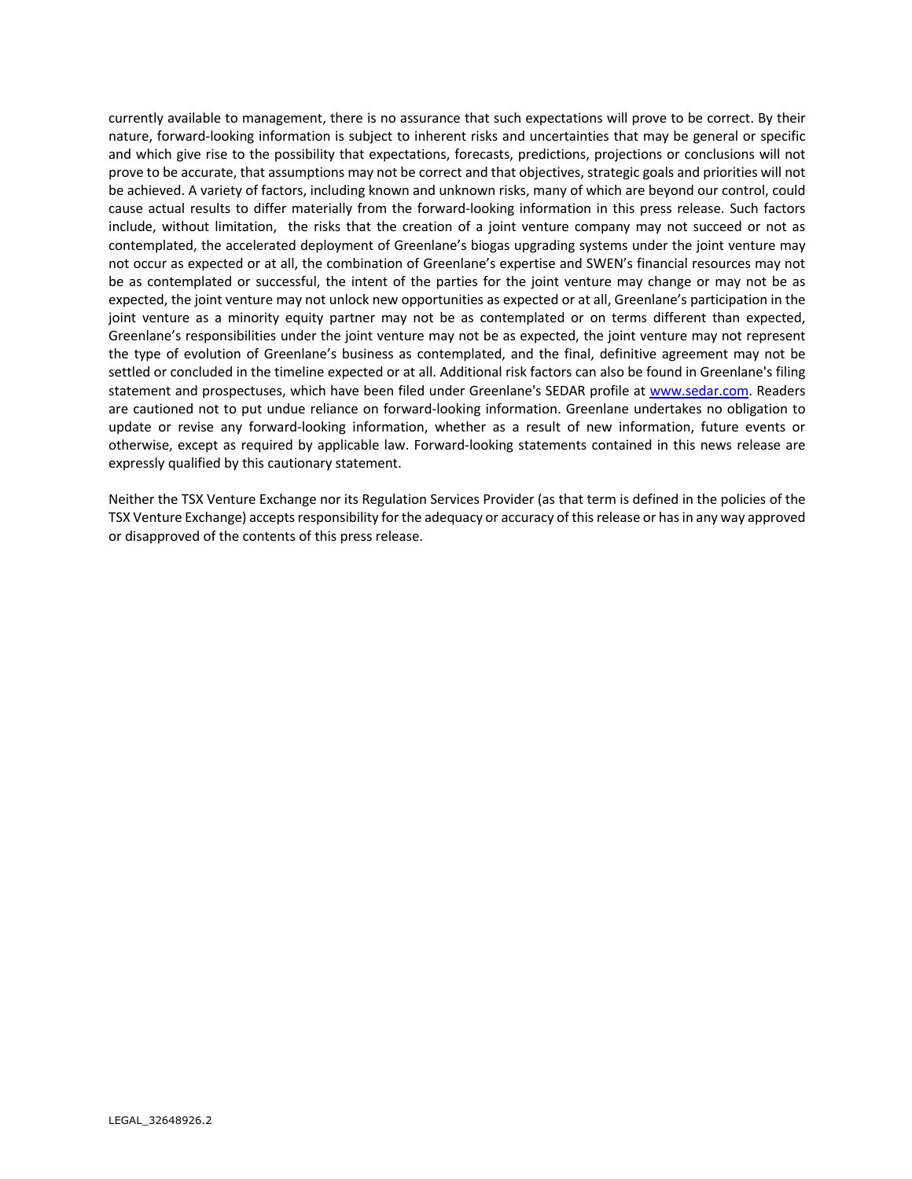currently available to management, there is no assurance that such expectations will prove to be correct. By their nature, forward-looking information is subject to inherent risks and uncertainties that may be general or specific and which give rise to the possibility that expectations, forecasts, predictions, projections or conclusions will not prove to be accurate, that assumptions may not be correct and that objectives, strategic goals and priorities will not be achieved. A variety of factors, including known and unknown risks, many of which are beyond our control, could cause actual results to differ materially from the forward-looking information in this press release. Such factors include, without limitation, the risks that the creation of a joint venture company may not succeed or not as contemplated, the accelerated deployment of Greenlane's biogas upgrading systems under the joint venture may not occur as expected or at all, the combination of Greenlane's expertise and SWEN's financial resources may not be as contemplated or successful, the intent of the parties for the joint venture may change or may not be as expected, the joint venture may not unlock new opportunities as expected or at all, Greenlane's participation in the joint venture as a minority equity partner may not be as contemplated or on terms different than expected, Greenlane's responsibilities under the joint venture may not be as expected, the joint venture may not represent the type of evolution of Greenlane's business as contemplated, and the final, definitive agreement may not be settled or concluded in the timeline expected or at all. Additional risk factors can also be found in Greenlane's filing statement and prospectuses, which have been filed under Greenlane's SEDAR profile at www.sedar.com. Readers are cautioned not to put undue reliance on forward-looking information. Greenlane undertakes no obligation to update or revise any forward-looking information, whether as a result of new information, future events or otherwise, except as required by applicable law. Forward-looking statements contained in this news release are expressly qualified by this cautionary statement.

Neither the TSX Venture Exchange nor its Regulation Services Provider (as that term is defined in the policies of the TSX Venture Exchange) accepts responsibility for the adequacy or accuracy of this release or has in any way approved or disapproved of the contents of this press release.